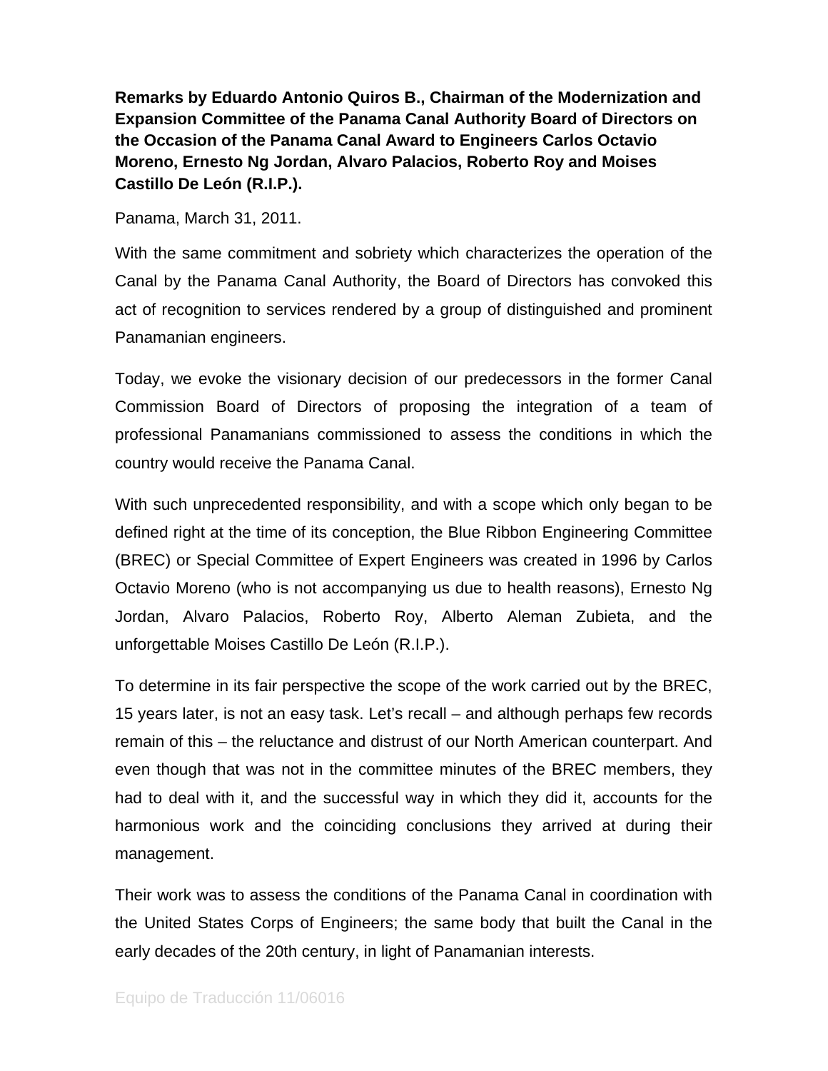**Remarks by Eduardo Antonio Quiros B., Chairman of the Modernization and Expansion Committee of the Panama Canal Authority Board of Directors on the Occasion of the Panama Canal Award to Engineers Carlos Octavio Moreno, Ernesto Ng Jordan, Alvaro Palacios, Roberto Roy and Moises Castillo De León (R.I.P.).**

Panama, March 31, 2011.

With the same commitment and sobriety which characterizes the operation of the Canal by the Panama Canal Authority, the Board of Directors has convoked this act of recognition to services rendered by a group of distinguished and prominent Panamanian engineers.

Today, we evoke the visionary decision of our predecessors in the former Canal Commission Board of Directors of proposing the integration of a team of professional Panamanians commissioned to assess the conditions in which the country would receive the Panama Canal.

With such unprecedented responsibility, and with a scope which only began to be defined right at the time of its conception, the Blue Ribbon Engineering Committee (BREC) or Special Committee of Expert Engineers was created in 1996 by Carlos Octavio Moreno (who is not accompanying us due to health reasons), Ernesto Ng Jordan, Alvaro Palacios, Roberto Roy, Alberto Aleman Zubieta, and the unforgettable Moises Castillo De León (R.I.P.).

To determine in its fair perspective the scope of the work carried out by the BREC, 15 years later, is not an easy task. Let's recall – and although perhaps few records remain of this – the reluctance and distrust of our North American counterpart. And even though that was not in the committee minutes of the BREC members, they had to deal with it, and the successful way in which they did it, accounts for the harmonious work and the coinciding conclusions they arrived at during their management.

Their work was to assess the conditions of the Panama Canal in coordination with the United States Corps of Engineers; the same body that built the Canal in the early decades of the 20th century, in light of Panamanian interests.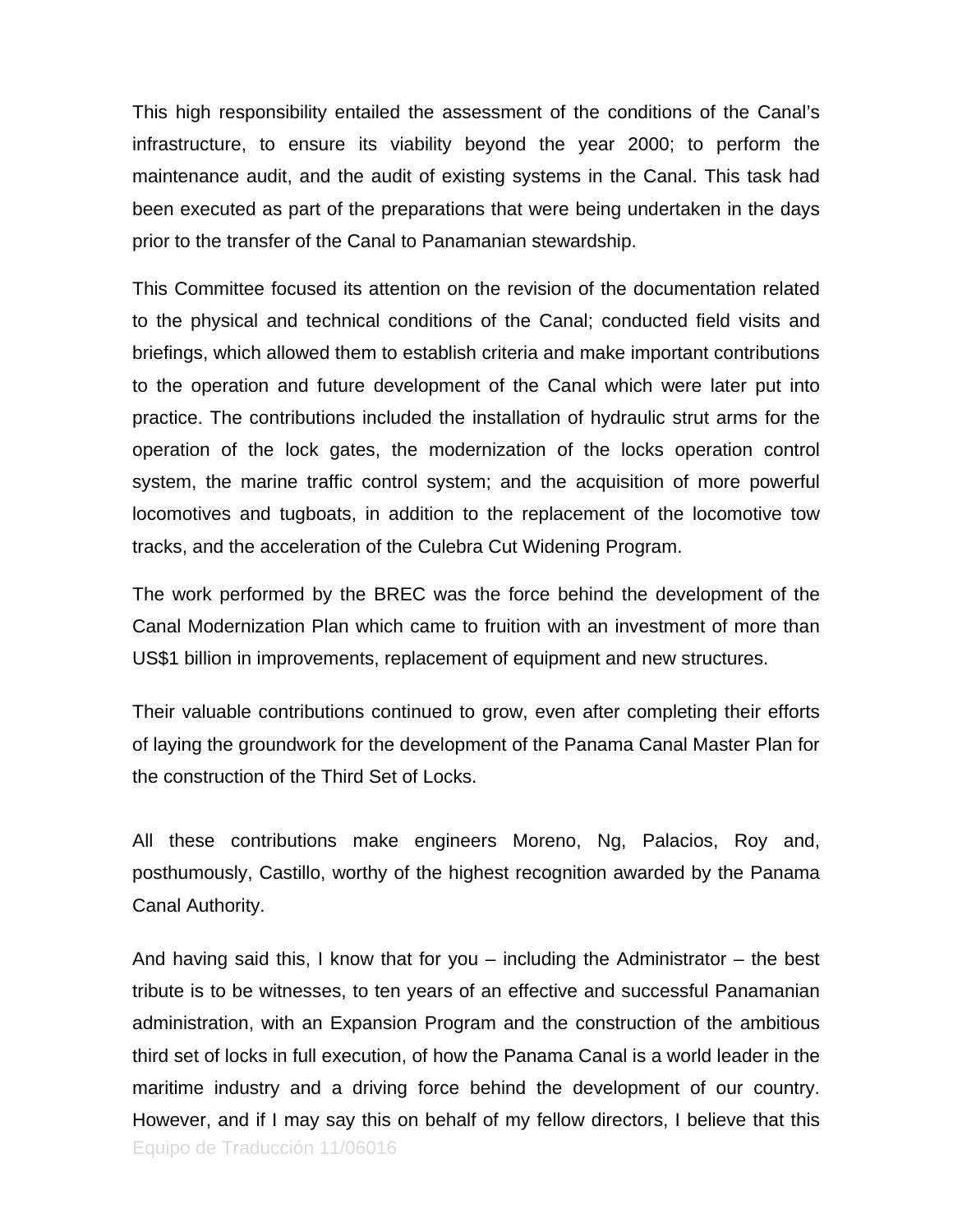This high responsibility entailed the assessment of the conditions of the Canal's infrastructure, to ensure its viability beyond the year 2000; to perform the maintenance audit, and the audit of existing systems in the Canal. This task had been executed as part of the preparations that were being undertaken in the days prior to the transfer of the Canal to Panamanian stewardship.

This Committee focused its attention on the revision of the documentation related to the physical and technical conditions of the Canal; conducted field visits and briefings, which allowed them to establish criteria and make important contributions to the operation and future development of the Canal which were later put into practice. The contributions included the installation of hydraulic strut arms for the operation of the lock gates, the modernization of the locks operation control system, the marine traffic control system; and the acquisition of more powerful locomotives and tugboats, in addition to the replacement of the locomotive tow tracks, and the acceleration of the Culebra Cut Widening Program.

The work performed by the BREC was the force behind the development of the Canal Modernization Plan which came to fruition with an investment of more than US$1 billion in improvements, replacement of equipment and new structures.

Their valuable contributions continued to grow, even after completing their efforts of laying the groundwork for the development of the Panama Canal Master Plan for the construction of the Third Set of Locks.

All these contributions make engineers Moreno, Ng, Palacios, Roy and, posthumously, Castillo, worthy of the highest recognition awarded by the Panama Canal Authority.

And having said this, I know that for you – including the Administrator – the best tribute is to be witnesses, to ten years of an effective and successful Panamanian administration, with an Expansion Program and the construction of the ambitious third set of locks in full execution, of how the Panama Canal is a world leader in the maritime industry and a driving force behind the development of our country. However, and if I may say this on behalf of my fellow directors, I believe that this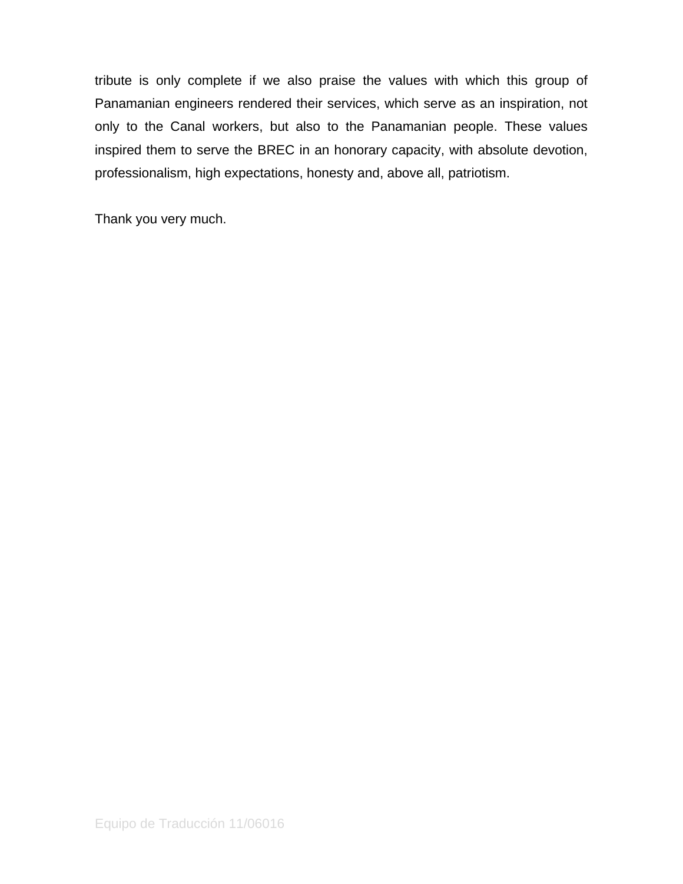tribute is only complete if we also praise the values with which this group of Panamanian engineers rendered their services, which serve as an inspiration, not only to the Canal workers, but also to the Panamanian people. These values inspired them to serve the BREC in an honorary capacity, with absolute devotion, professionalism, high expectations, honesty and, above all, patriotism.

Thank you very much.